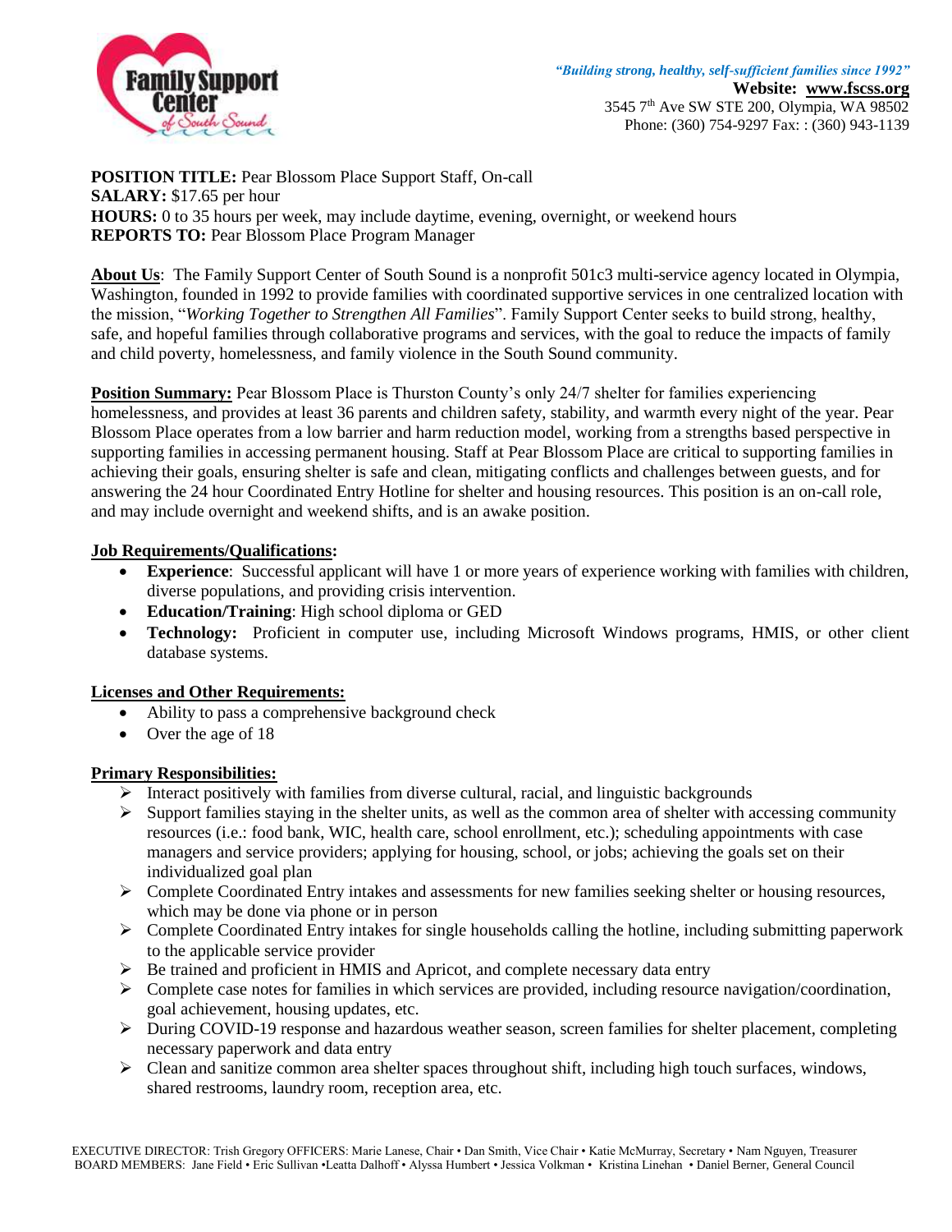*"Building strong, healthy, self-sufficient families since 1992"*
**Website: www.fscss.org**
3545 7th Ave SW STE 200, Olympia, WA 98502
Phone: (360) 754-9297 Fax: : (360) 943-1139

**POSITION TITLE:** Pear Blossom Place Support Staff, On-call
**SALARY:** $17.65 per hour
**HOURS:** 0 to 35 hours per week, may include daytime, evening, overnight, or weekend hours
**REPORTS TO:** Pear Blossom Place Program Manager

**About Us**: The Family Support Center of South Sound is a nonprofit 501c3 multi-service agency located in Olympia, Washington, founded in 1992 to provide families with coordinated supportive services in one centralized location with the mission, "*Working Together to Strengthen All Families*". Family Support Center seeks to build strong, healthy, safe, and hopeful families through collaborative programs and services, with the goal to reduce the impacts of family and child poverty, homelessness, and family violence in the South Sound community.

**Position Summary:** Pear Blossom Place is Thurston County's only 24/7 shelter for families experiencing homelessness, and provides at least 36 parents and children safety, stability, and warmth every night of the year. Pear Blossom Place operates from a low barrier and harm reduction model, working from a strengths based perspective in supporting families in accessing permanent housing. Staff at Pear Blossom Place are critical to supporting families in achieving their goals, ensuring shelter is safe and clean, mitigating conflicts and challenges between guests, and for answering the 24 hour Coordinated Entry Hotline for shelter and housing resources. This position is an on-call role, and may include overnight and weekend shifts, and is an awake position.

**Job Requirements/Qualifications:**

- **Experience**: Successful applicant will have 1 or more years of experience working with families with children, diverse populations, and providing crisis intervention.
- **Education/Training**: High school diploma or GED
- **Technology:** Proficient in computer use, including Microsoft Windows programs, HMIS, or other client database systems.

**Licenses and Other Requirements:**

- Ability to pass a comprehensive background check
- Over the age of 18

**Primary Responsibilities:**

- Interact positively with families from diverse cultural, racial, and linguistic backgrounds
- Support families staying in the shelter units, as well as the common area of shelter with accessing community resources (i.e.: food bank, WIC, health care, school enrollment, etc.); scheduling appointments with case managers and service providers; applying for housing, school, or jobs; achieving the goals set on their individualized goal plan
- Complete Coordinated Entry intakes and assessments for new families seeking shelter or housing resources, which may be done via phone or in person
- Complete Coordinated Entry intakes for single households calling the hotline, including submitting paperwork to the applicable service provider
- Be trained and proficient in HMIS and Apricot, and complete necessary data entry
- Complete case notes for families in which services are provided, including resource navigation/coordination, goal achievement, housing updates, etc.
- During COVID-19 response and hazardous weather season, screen families for shelter placement, completing necessary paperwork and data entry
- Clean and sanitize common area shelter spaces throughout shift, including high touch surfaces, windows, shared restrooms, laundry room, reception area, etc.

EXECUTIVE DIRECTOR: Trish Gregory OFFICERS: Marie Lanese, Chair • Dan Smith, Vice Chair • Katie McMurray, Secretary • Nam Nguyen, Treasurer
BOARD MEMBERS: Jane Field • Eric Sullivan •Leatta Dalhoff • Alyssa Humbert • Jessica Volkman • Kristina Linehan • Daniel Berner, General Council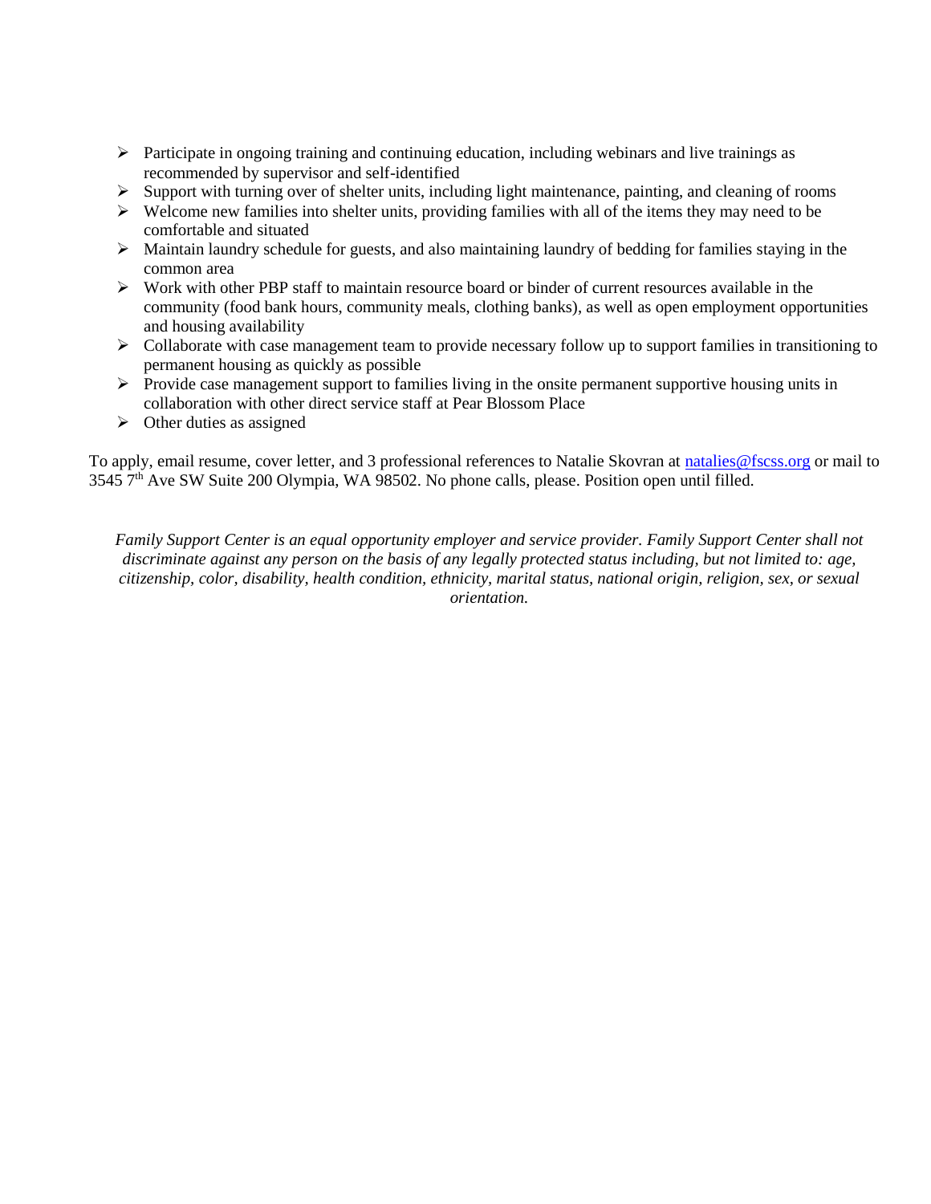- Participate in ongoing training and continuing education, including webinars and live trainings as recommended by supervisor and self-identified
- Support with turning over of shelter units, including light maintenance, painting, and cleaning of rooms
- Welcome new families into shelter units, providing families with all of the items they may need to be comfortable and situated
- Maintain laundry schedule for guests, and also maintaining laundry of bedding for families staying in the common area
- Work with other PBP staff to maintain resource board or binder of current resources available in the community (food bank hours, community meals, clothing banks), as well as open employment opportunities and housing availability
- Collaborate with case management team to provide necessary follow up to support families in transitioning to permanent housing as quickly as possible
- Provide case management support to families living in the onsite permanent supportive housing units in collaboration with other direct service staff at Pear Blossom Place
- Other duties as assigned

To apply, email resume, cover letter, and 3 professional references to Natalie Skovran at natalies@fscss.org or mail to 3545 7th Ave SW Suite 200 Olympia, WA 98502. No phone calls, please. Position open until filled.

*Family Support Center is an equal opportunity employer and service provider. Family Support Center shall not discriminate against any person on the basis of any legally protected status including, but not limited to: age, citizenship, color, disability, health condition, ethnicity, marital status, national origin, religion, sex, or sexual orientation.*